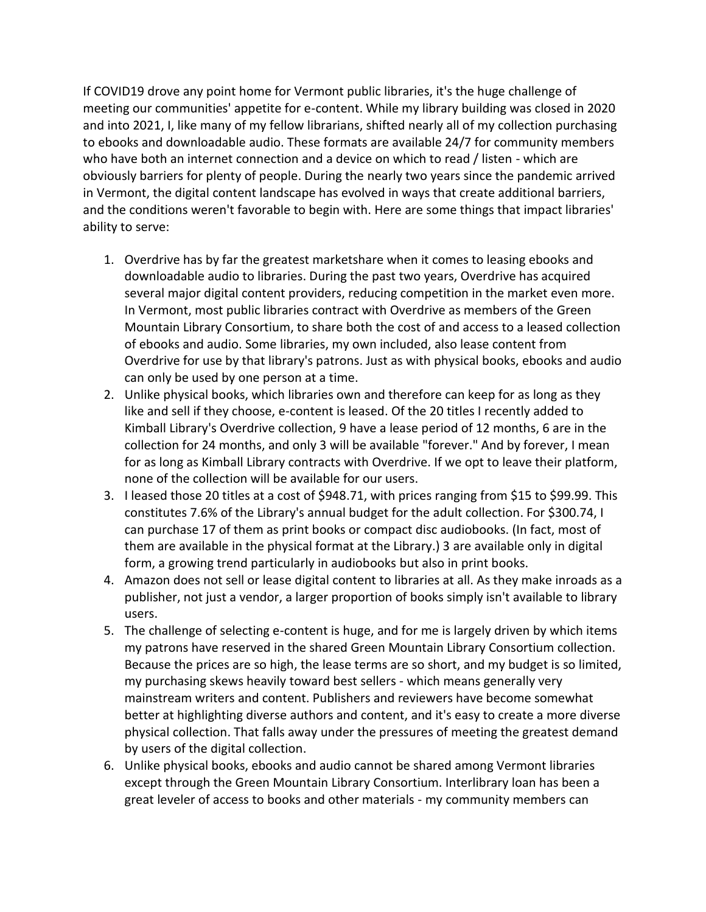If COVID19 drove any point home for Vermont public libraries, it's the huge challenge of meeting our communities' appetite for e-content. While my library building was closed in 2020 and into 2021, I, like many of my fellow librarians, shifted nearly all of my collection purchasing to ebooks and downloadable audio. These formats are available 24/7 for community members who have both an internet connection and a device on which to read / listen - which are obviously barriers for plenty of people. During the nearly two years since the pandemic arrived in Vermont, the digital content landscape has evolved in ways that create additional barriers, and the conditions weren't favorable to begin with. Here are some things that impact libraries' ability to serve:

1. Overdrive has by far the greatest marketshare when it comes to leasing ebooks and downloadable audio to libraries. During the past two years, Overdrive has acquired several major digital content providers, reducing competition in the market even more. In Vermont, most public libraries contract with Overdrive as members of the Green Mountain Library Consortium, to share both the cost of and access to a leased collection of ebooks and audio. Some libraries, my own included, also lease content from Overdrive for use by that library's patrons. Just as with physical books, ebooks and audio can only be used by one person at a time.
2. Unlike physical books, which libraries own and therefore can keep for as long as they like and sell if they choose, e-content is leased. Of the 20 titles I recently added to Kimball Library's Overdrive collection, 9 have a lease period of 12 months, 6 are in the collection for 24 months, and only 3 will be available "forever." And by forever, I mean for as long as Kimball Library contracts with Overdrive. If we opt to leave their platform, none of the collection will be available for our users.
3. I leased those 20 titles at a cost of $948.71, with prices ranging from $15 to $99.99. This constitutes 7.6% of the Library's annual budget for the adult collection. For $300.74, I can purchase 17 of them as print books or compact disc audiobooks. (In fact, most of them are available in the physical format at the Library.) 3 are available only in digital form, a growing trend particularly in audiobooks but also in print books.
4. Amazon does not sell or lease digital content to libraries at all. As they make inroads as a publisher, not just a vendor, a larger proportion of books simply isn't available to library users.
5. The challenge of selecting e-content is huge, and for me is largely driven by which items my patrons have reserved in the shared Green Mountain Library Consortium collection. Because the prices are so high, the lease terms are so short, and my budget is so limited, my purchasing skews heavily toward best sellers - which means generally very mainstream writers and content. Publishers and reviewers have become somewhat better at highlighting diverse authors and content, and it's easy to create a more diverse physical collection. That falls away under the pressures of meeting the greatest demand by users of the digital collection.
6. Unlike physical books, ebooks and audio cannot be shared among Vermont libraries except through the Green Mountain Library Consortium. Interlibrary loan has been a great leveler of access to books and other materials - my community members can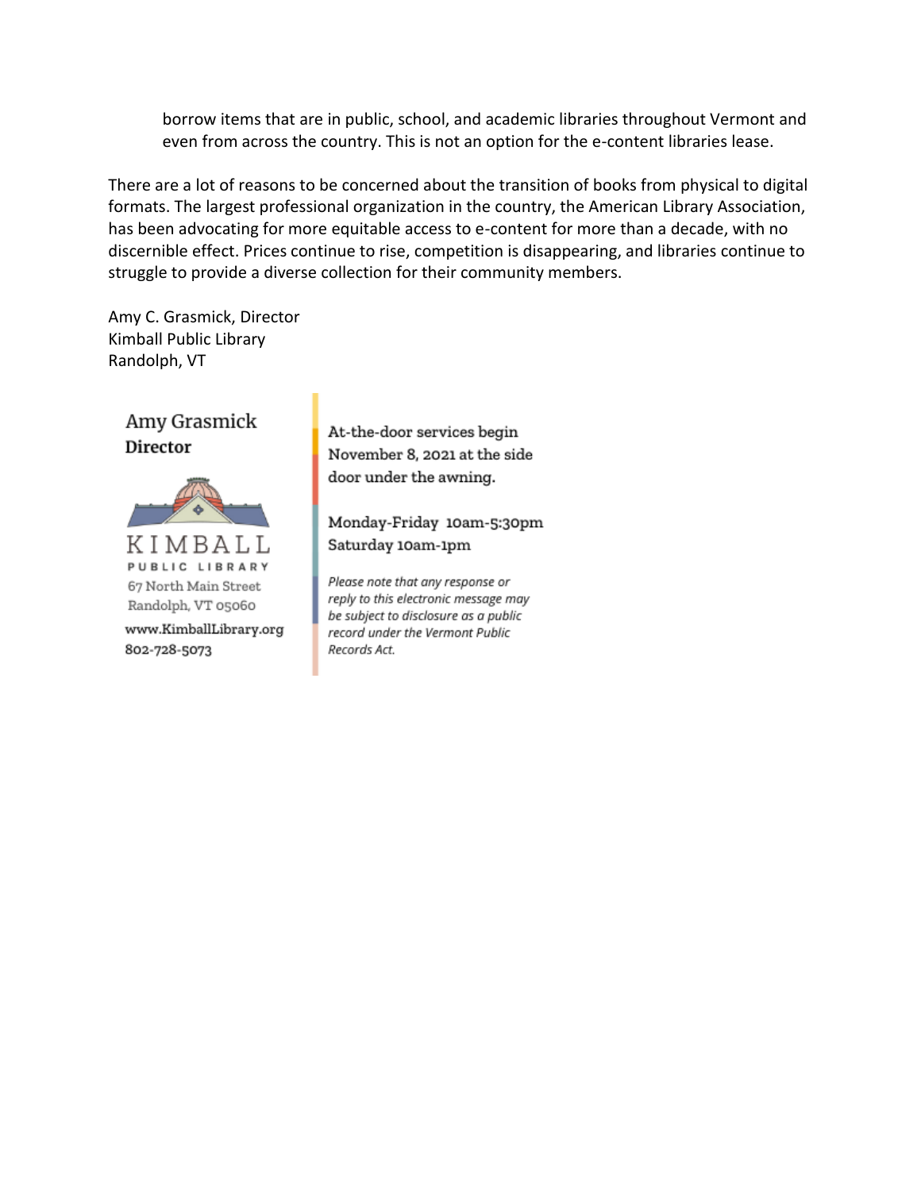borrow items that are in public, school, and academic libraries throughout Vermont and even from across the country. This is not an option for the e-content libraries lease.

There are a lot of reasons to be concerned about the transition of books from physical to digital formats. The largest professional organization in the country, the American Library Association, has been advocating for more equitable access to e-content for more than a decade, with no discernible effect. Prices continue to rise, competition is disappearing, and libraries continue to struggle to provide a diverse collection for their community members.

Amy C. Grasmick, Director
Kimball Public Library
Randolph, VT

Amy Grasmick
**Director**

KIMBALL
PUBLIC LIBRARY
67 North Main Street
Randolph, VT 05060
www.KimballLibrary.org
802-728-5073

At-the-door services begin November 8, 2021 at the side door under the awning.

Monday-Friday 10am-5:30pm
Saturday 10am-1pm

*Please note that any response or reply to this electronic message may be subject to disclosure as a public record under the Vermont Public Records Act.*